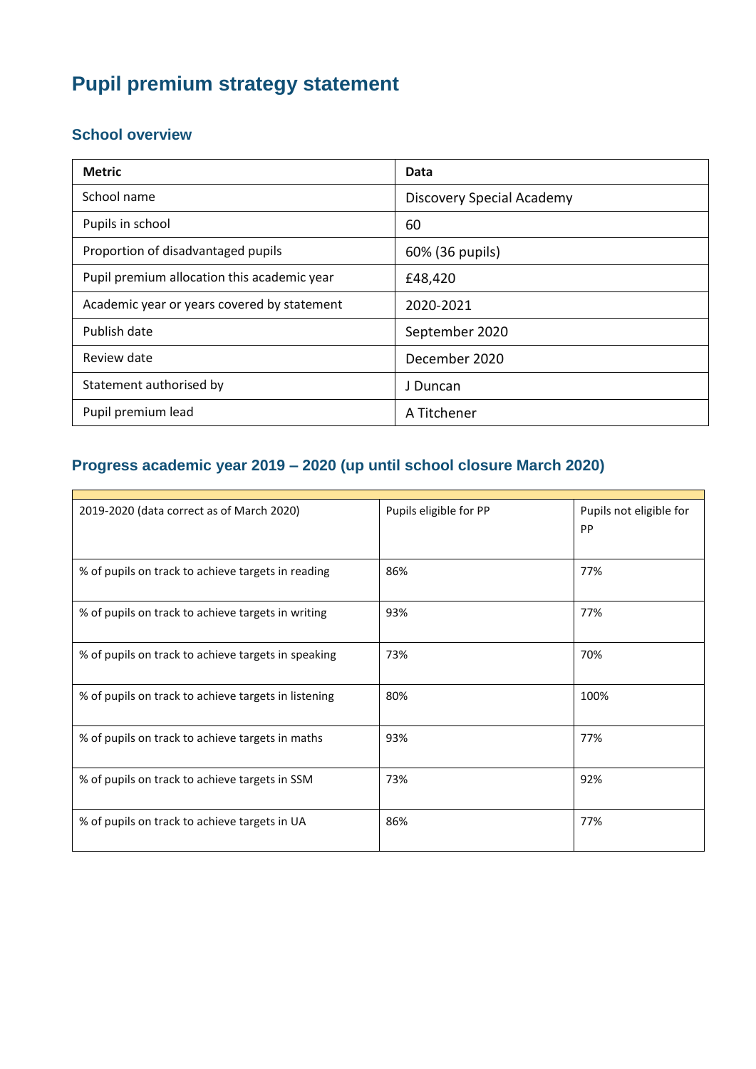# Pupil premium strategy statement

## School overview

| Metric | Data |
|---|---|
| School name | Discovery Special Academy |
| Pupils in school | 60 |
| Proportion of disadvantaged pupils | 60% (36 pupils) |
| Pupil premium allocation this academic year | £48,420 |
| Academic year or years covered by statement | 2020-2021 |
| Publish date | September 2020 |
| Review date | December 2020 |
| Statement authorised by | J Duncan |
| Pupil premium lead | A Titchener |

## Progress academic year 2019 – 2020 (up until school closure March 2020)

| 2019-2020 (data correct as of March 2020) | Pupils eligible for PP | Pupils not eligible for PP |
|---|---|---|
| % of pupils on track to achieve targets in reading | 86% | 77% |
| % of pupils on track to achieve targets in writing | 93% | 77% |
| % of pupils on track to achieve targets in speaking | 73% | 70% |
| % of pupils on track to achieve targets in listening | 80% | 100% |
| % of pupils on track to achieve targets in maths | 93% | 77% |
| % of pupils on track to achieve targets in SSM | 73% | 92% |
| % of pupils on track to achieve targets in UA | 86% | 77% |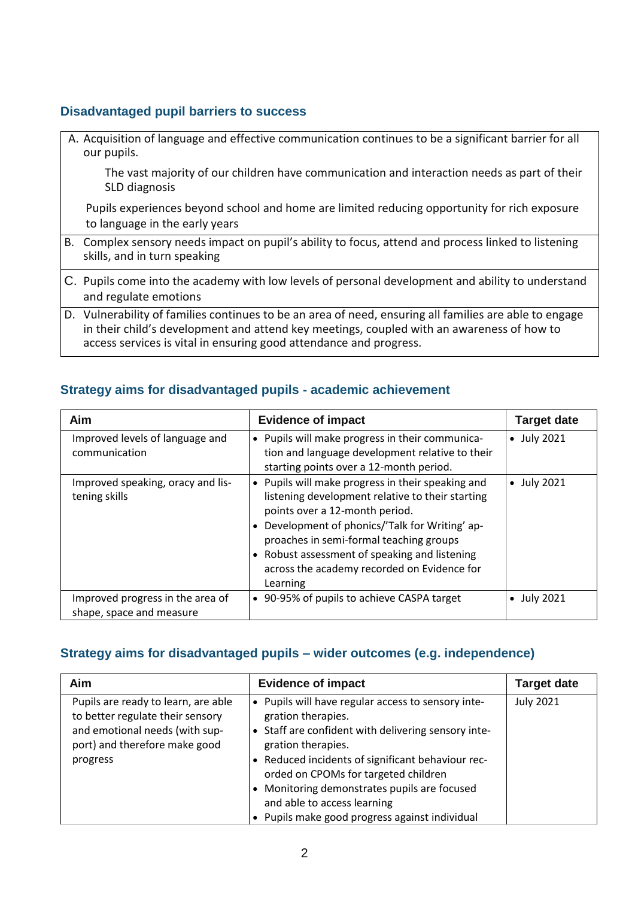## Disadvantaged pupil barriers to success

| |
|---|
| A. Acquisition of language and effective communication continues to be a significant barrier for all our pupils.<br>The vast majority of our children have communication and interaction needs as part of their SLD diagnosis<br>Pupils experiences beyond school and home are limited reducing opportunity for rich exposure to language in the early years |
| B. Complex sensory needs impact on pupil's ability to focus, attend and process linked to listening skills, and in turn speaking |
| C. Pupils come into the academy with low levels of personal development and ability to understand and regulate emotions |
| D. Vulnerability of families continues to be an area of need, ensuring all families are able to engage in their child's development and attend key meetings, coupled with an awareness of how to access services is vital in ensuring good attendance and progress. |

## Strategy aims for disadvantaged pupils - academic achievement

| Aim | Evidence of impact | Target date |
|---|---|---|
| Improved levels of language and communication | • Pupils will make progress in their communication and language development relative to their starting points over a 12-month period. | • July 2021 |
| Improved speaking, oracy and listening skills | • Pupils will make progress in their speaking and listening development relative to their starting points over a 12-month period.<br>• Development of phonics/'Talk for Writing' approaches in semi-formal teaching groups<br>• Robust assessment of speaking and listening across the academy recorded on Evidence for Learning | • July 2021 |
| Improved progress in the area of shape, space and measure | • 90-95% of pupils to achieve CASPA target | • July 2021 |

## Strategy aims for disadvantaged pupils – wider outcomes (e.g. independence)

| Aim | Evidence of impact | Target date |
|---|---|---|
| Pupils are ready to learn, are able to better regulate their sensory and emotional needs (with support) and therefore make good progress | • Pupils will have regular access to sensory integration therapies.<br>• Staff are confident with delivering sensory integration therapies.<br>• Reduced incidents of significant behaviour recorded on CPOMs for targeted children<br>• Monitoring demonstrates pupils are focused and able to access learning<br>• Pupils make good progress against individual | July 2021 |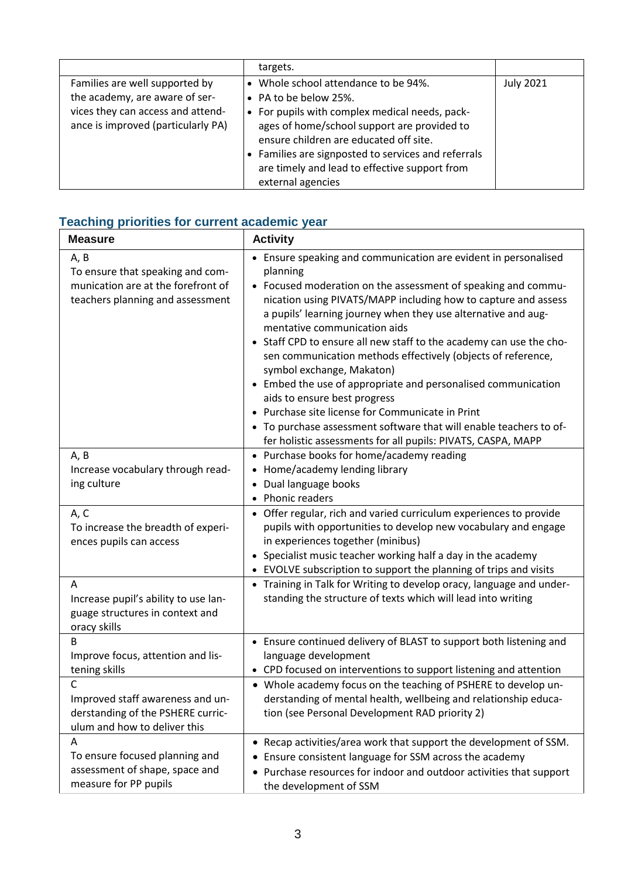| | targets. | |
|---|---|---|
| Families are well supported by the academy, are aware of services they can access and attendance is improved (particularly PA) | • Whole school attendance to be 94%.<br>• PA to be below 25%.<br>• For pupils with complex medical needs, packages of home/school support are provided to ensure children are educated off site.<br>• Families are signposted to services and referrals are timely and lead to effective support from external agencies | July 2021 |

### Teaching priorities for current academic year

| Measure | Activity |
|---|---|
| A, B<br>To ensure that speaking and communication are at the forefront of teachers planning and assessment | • Ensure speaking and communication are evident in personalised planning<br>• Focused moderation on the assessment of speaking and communication using PIVATS/MAPP including how to capture and assess a pupils' learning journey when they use alternative and augmentative communication aids<br>• Staff CPD to ensure all new staff to the academy can use the chosen communication methods effectively (objects of reference, symbol exchange, Makaton)<br>• Embed the use of appropriate and personalised communication aids to ensure best progress<br>• Purchase site license for Communicate in Print<br>• To purchase assessment software that will enable teachers to offer holistic assessments for all pupils: PIVATS, CASPA, MAPP |
| A, B<br>Increase vocabulary through reading culture | • Purchase books for home/academy reading<br>• Home/academy lending library<br>• Dual language books<br>• Phonic readers |
| A, C<br>To increase the breadth of experiences pupils can access | • Offer regular, rich and varied curriculum experiences to provide pupils with opportunities to develop new vocabulary and engage in experiences together (minibus)<br>• Specialist music teacher working half a day in the academy<br>• EVOLVE subscription to support the planning of trips and visits |
| A<br>Increase pupil's ability to use language structures in context and oracy skills | • Training in Talk for Writing to develop oracy, language and understanding the structure of texts which will lead into writing |
| B<br>Improve focus, attention and listening skills | • Ensure continued delivery of BLAST to support both listening and language development<br>• CPD focused on interventions to support listening and attention |
| C<br>Improved staff awareness and understanding of the PSHERE curriculum and how to deliver this | • Whole academy focus on the teaching of PSHERE to develop understanding of mental health, wellbeing and relationship education (see Personal Development RAD priority 2) |
| A<br>To ensure focused planning and assessment of shape, space and measure for PP pupils | • Recap activities/area work that support the development of SSM.<br>• Ensure consistent language for SSM across the academy<br>• Purchase resources for indoor and outdoor activities that support the development of SSM |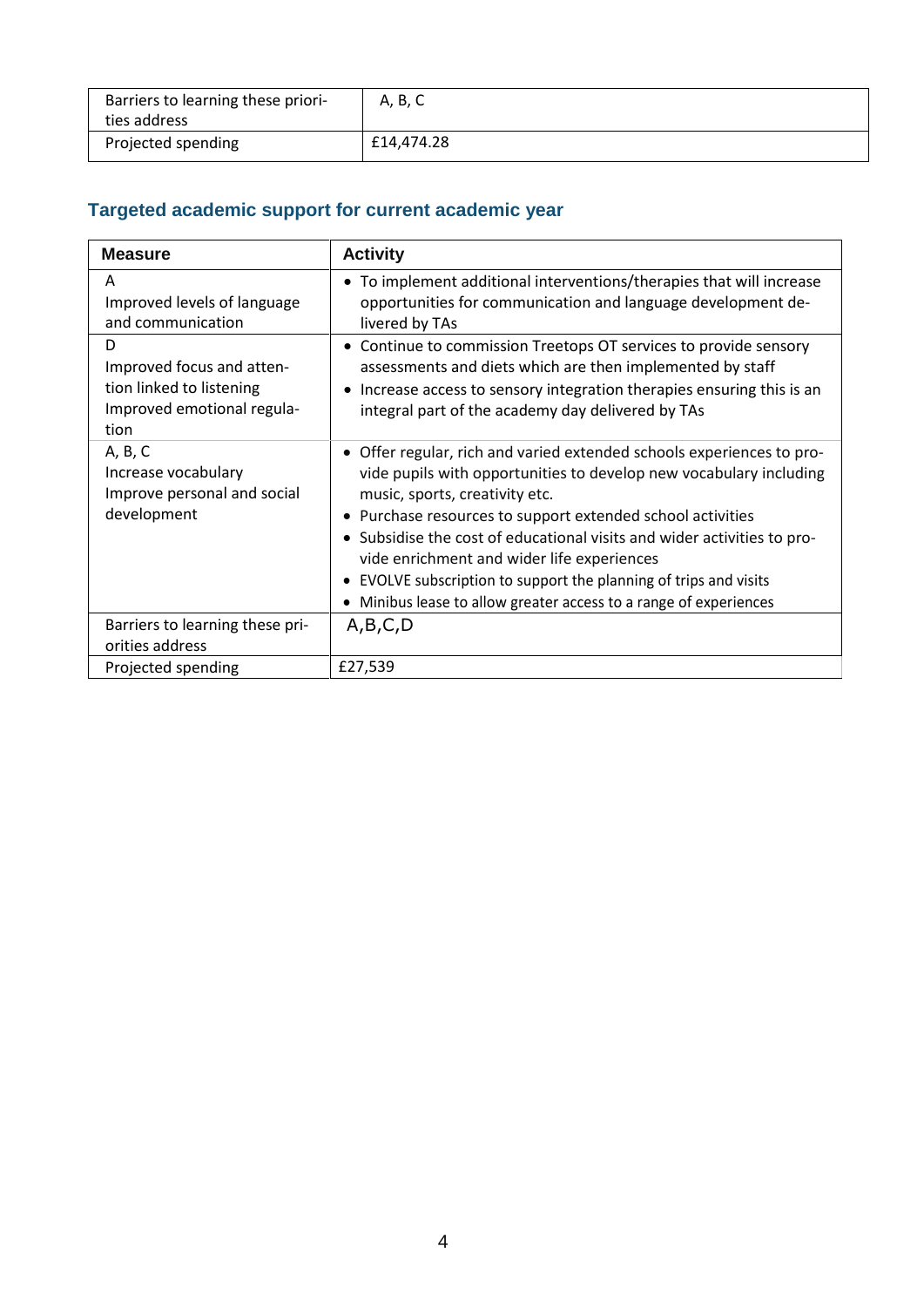| | |
|---|---|
| Barriers to learning these priorities address | A, B, C |
| Projected spending | £14,474.28 |

## Targeted academic support for current academic year

| Measure | Activity |
|---|---|
| A<br>Improved levels of language and communication | • To implement additional interventions/therapies that will increase opportunities for communication and language development delivered by TAs |
| D<br>Improved focus and attention linked to listening<br>Improved emotional regulation | • Continue to commission Treetops OT services to provide sensory assessments and diets which are then implemented by staff<br>• Increase access to sensory integration therapies ensuring this is an integral part of the academy day delivered by TAs |
| A, B, C<br>Increase vocabulary<br>Improve personal and social development | • Offer regular, rich and varied extended schools experiences to provide pupils with opportunities to develop new vocabulary including music, sports, creativity etc.<br>• Purchase resources to support extended school activities<br>• Subsidise the cost of educational visits and wider activities to provide enrichment and wider life experiences<br>• EVOLVE subscription to support the planning of trips and visits<br>• Minibus lease to allow greater access to a range of experiences |
| Barriers to learning these priorities address | A,B,C,D |
| Projected spending | £27,539 |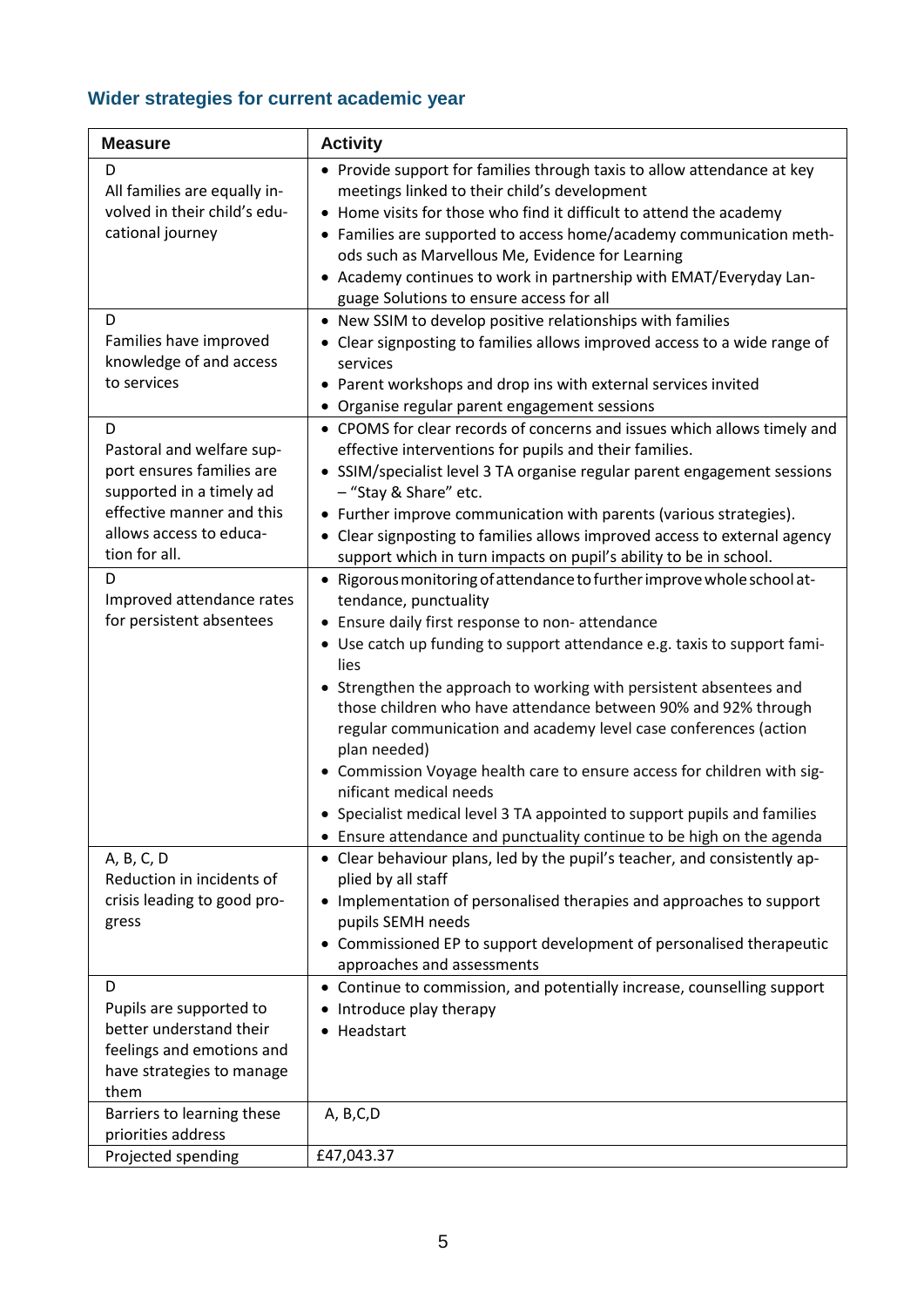## Wider strategies for current academic year

| Measure | Activity |
|---|---|
| D<br>All families are equally involved in their child's educational journey | • Provide support for families through taxis to allow attendance at key meetings linked to their child's development<br>• Home visits for those who find it difficult to attend the academy<br>• Families are supported to access home/academy communication methods such as Marvellous Me, Evidence for Learning<br>• Academy continues to work in partnership with EMAT/Everyday Language Solutions to ensure access for all |
| D<br>Families have improved knowledge of and access to services | • New SSIM to develop positive relationships with families<br>• Clear signposting to families allows improved access to a wide range of services<br>• Parent workshops and drop ins with external services invited<br>• Organise regular parent engagement sessions |
| D<br>Pastoral and welfare support ensures families are supported in a timely ad effective manner and this allows access to education for all. | • CPOMS for clear records of concerns and issues which allows timely and effective interventions for pupils and their families.<br>• SSIM/specialist level 3 TA organise regular parent engagement sessions – "Stay & Share" etc.<br>• Further improve communication with parents (various strategies).<br>• Clear signposting to families allows improved access to external agency support which in turn impacts on pupil's ability to be in school. |
| D<br>Improved attendance rates for persistent absentees | • Rigorous monitoring of attendance to further improve whole school attendance, punctuality<br>• Ensure daily first response to non- attendance<br>• Use catch up funding to support attendance e.g. taxis to support families<br>• Strengthen the approach to working with persistent absentees and those children who have attendance between 90% and 92% through regular communication and academy level case conferences (action plan needed)<br>• Commission Voyage health care to ensure access for children with significant medical needs<br>• Specialist medical level 3 TA appointed to support pupils and families<br>• Ensure attendance and punctuality continue to be high on the agenda |
| A, B, C, D<br>Reduction in incidents of crisis leading to good progress | • Clear behaviour plans, led by the pupil's teacher, and consistently applied by all staff<br>• Implementation of personalised therapies and approaches to support pupils SEMH needs<br>• Commissioned EP to support development of personalised therapeutic approaches and assessments |
| D<br>Pupils are supported to better understand their feelings and emotions and have strategies to manage them | • Continue to commission, and potentially increase, counselling support<br>• Introduce play therapy<br>• Headstart |
| Barriers to learning these priorities address | A, B,C,D |
| Projected spending | £47,043.37 |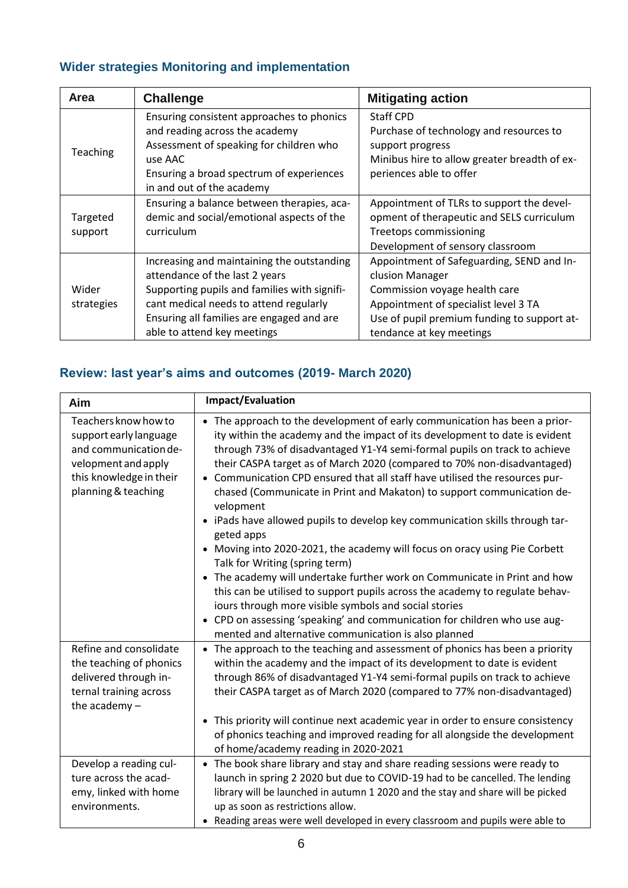## Wider strategies Monitoring and implementation

| Area | Challenge | Mitigating action |
|---|---|---|
| Teaching | Ensuring consistent approaches to phonics and reading across the academy<br>Assessment of speaking for children who use AAC<br>Ensuring a broad spectrum of experiences in and out of the academy | Staff CPD<br>Purchase of technology and resources to support progress<br>Minibus hire to allow greater breadth of experiences able to offer |
| Targeted support | Ensuring a balance between therapies, academic and social/emotional aspects of the curriculum | Appointment of TLRs to support the development of therapeutic and SELS curriculum<br>Treetops commissioning<br>Development of sensory classroom |
| Wider strategies | Increasing and maintaining the outstanding attendance of the last 2 years<br>Supporting pupils and families with significant medical needs to attend regularly<br>Ensuring all families are engaged and are able to attend key meetings | Appointment of Safeguarding, SEND and Inclusion Manager<br>Commission voyage health care<br>Appointment of specialist level 3 TA<br>Use of pupil premium funding to support attendance at key meetings |

## Review: last year's aims and outcomes (2019- March 2020)

| Aim | Impact/Evaluation |
|---|---|
| Teachers know how to support early language and communication development and apply this knowledge in their planning & teaching | • The approach to the development of early communication has been a priority within the academy and the impact of its development to date is evident through 73% of disadvantaged Y1-Y4 semi-formal pupils on track to achieve their CASPA target as of March 2020 (compared to 70% non-disadvantaged)<br>• Communication CPD ensured that all staff have utilised the resources purchased (Communicate in Print and Makaton) to support communication development<br>• iPads have allowed pupils to develop key communication skills through targeted apps<br>• Moving into 2020-2021, the academy will focus on oracy using Pie Corbett Talk for Writing (spring term)<br>• The academy will undertake further work on Communicate in Print and how this can be utilised to support pupils across the academy to regulate behaviours through more visible symbols and social stories<br>• CPD on assessing 'speaking' and communication for children who use augmented and alternative communication is also planned |
| Refine and consolidate the teaching of phonics delivered through internal training across the academy – | • The approach to the teaching and assessment of phonics has been a priority within the academy and the impact of its development to date is evident through 86% of disadvantaged Y1-Y4 semi-formal pupils on track to achieve their CASPA target as of March 2020 (compared to 77% non-disadvantaged)<br>• This priority will continue next academic year in order to ensure consistency of phonics teaching and improved reading for all alongside the development of home/academy reading in 2020-2021 |
| Develop a reading culture across the academy, linked with home environments. | • The book share library and stay and share reading sessions were ready to launch in spring 2 2020 but due to COVID-19 had to be cancelled. The lending library will be launched in autumn 1 2020 and the stay and share will be picked up as soon as restrictions allow.<br>• Reading areas were well developed in every classroom and pupils were able to |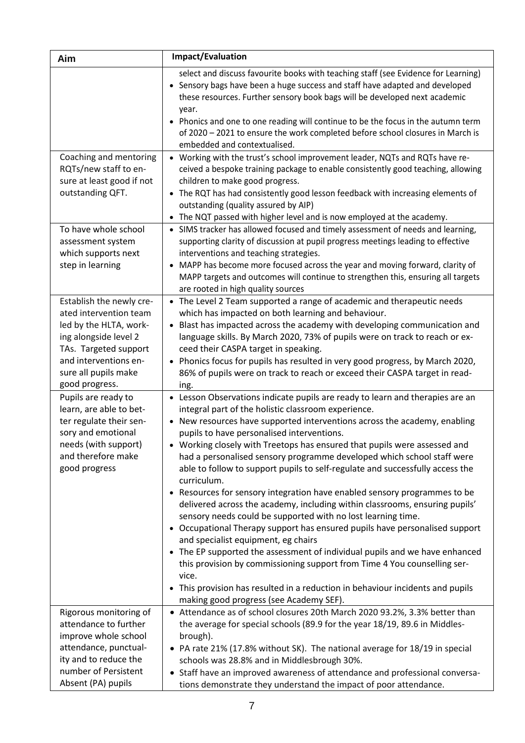| Aim | Impact/Evaluation |
|---|---|
| | select and discuss favourite books with teaching staff (see Evidence for Learning)<br>• Sensory bags have been a huge success and staff have adapted and developed these resources. Further sensory book bags will be developed next academic year.<br>• Phonics and one to one reading will continue to be the focus in the autumn term of 2020 – 2021 to ensure the work completed before school closures in March is embedded and contextualised. |
| Coaching and mentoring RQTs/new staff to ensure at least good if not outstanding QFT. | • Working with the trust's school improvement leader, NQTs and RQTs have received a bespoke training package to enable consistently good teaching, allowing children to make good progress.<br>• The RQT has had consistently good lesson feedback with increasing elements of outstanding (quality assured by AIP)<br>• The NQT passed with higher level and is now employed at the academy. |
| To have whole school assessment system which supports next step in learning | • SIMS tracker has allowed focused and timely assessment of needs and learning, supporting clarity of discussion at pupil progress meetings leading to effective interventions and teaching strategies.<br>• MAPP has become more focused across the year and moving forward, clarity of MAPP targets and outcomes will continue to strengthen this, ensuring all targets are rooted in high quality sources |
| Establish the newly created intervention team led by the HLTA, working alongside level 2 TAs. Targeted support and interventions ensure all pupils make good progress. | • The Level 2 Team supported a range of academic and therapeutic needs which has impacted on both learning and behaviour.<br>• Blast has impacted across the academy with developing communication and language skills. By March 2020, 73% of pupils were on track to reach or exceed their CASPA target in speaking.<br>• Phonics focus for pupils has resulted in very good progress, by March 2020, 86% of pupils were on track to reach or exceed their CASPA target in reading. |
| Pupils are ready to learn, are able to better regulate their sensory and emotional needs (with support) and therefore make good progress | • Lesson Observations indicate pupils are ready to learn and therapies are an integral part of the holistic classroom experience.<br>• New resources have supported interventions across the academy, enabling pupils to have personalised interventions.<br>• Working closely with Treetops has ensured that pupils were assessed and had a personalised sensory programme developed which school staff were able to follow to support pupils to self-regulate and successfully access the curriculum.<br>• Resources for sensory integration have enabled sensory programmes to be delivered across the academy, including within classrooms, ensuring pupils' sensory needs could be supported with no lost learning time.<br>• Occupational Therapy support has ensured pupils have personalised support and specialist equipment, eg chairs<br>• The EP supported the assessment of individual pupils and we have enhanced this provision by commissioning support from Time 4 You counselling service.<br>• This provision has resulted in a reduction in behaviour incidents and pupils making good progress (see Academy SEF). |
| Rigorous monitoring of attendance to further improve whole school attendance, punctuality and to reduce the number of Persistent Absent (PA) pupils | • Attendance as of school closures 20th March 2020 93.2%, 3.3% better than the average for special schools (89.9 for the year 18/19, 89.6 in Middlesbrough).<br>• PA rate 21% (17.8% without SK). The national average for 18/19 in special schools was 28.8% and in Middlesbrough 30%.<br>• Staff have an improved awareness of attendance and professional conversations demonstrate they understand the impact of poor attendance. |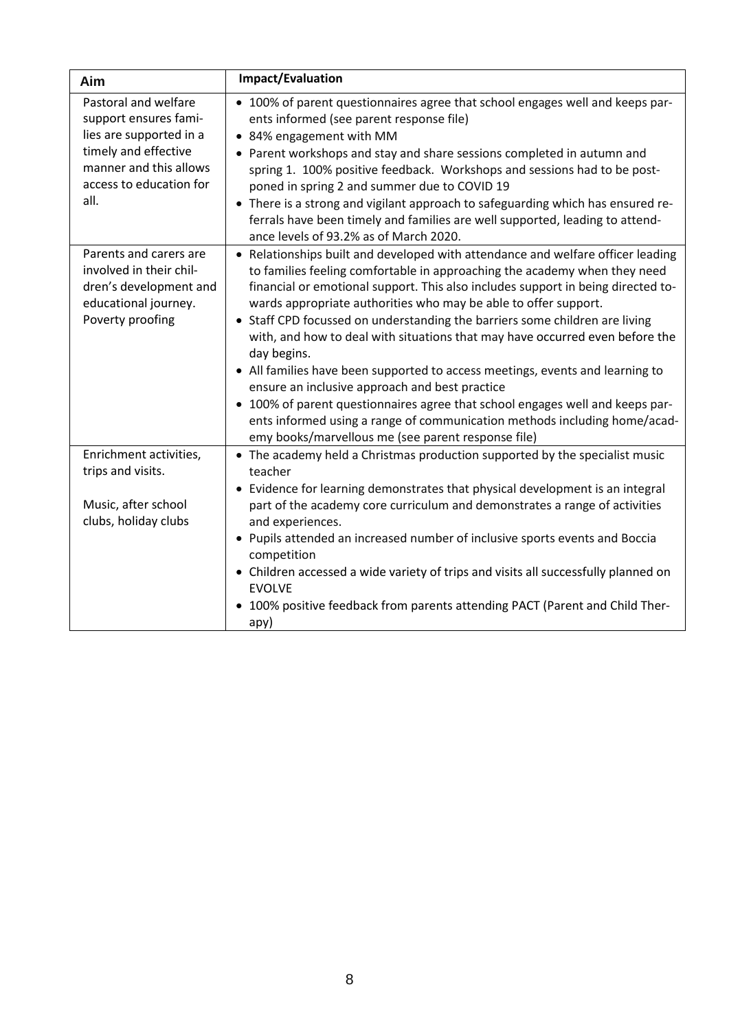| Aim | Impact/Evaluation |
|---|---|
| Pastoral and welfare support ensures families are supported in a timely and effective manner and this allows access to education for all. | • 100% of parent questionnaires agree that school engages well and keeps parents informed (see parent response file)<br>• 84% engagement with MM<br>• Parent workshops and stay and share sessions completed in autumn and spring 1. 100% positive feedback. Workshops and sessions had to be postponed in spring 2 and summer due to COVID 19<br>• There is a strong and vigilant approach to safeguarding which has ensured referrals have been timely and families are well supported, leading to attendance levels of 93.2% as of March 2020. |
| Parents and carers are involved in their children's development and educational journey.<br>Poverty proofing | • Relationships built and developed with attendance and welfare officer leading to families feeling comfortable in approaching the academy when they need financial or emotional support. This also includes support in being directed towards appropriate authorities who may be able to offer support.<br>• Staff CPD focussed on understanding the barriers some children are living with, and how to deal with situations that may have occurred even before the day begins.<br>• All families have been supported to access meetings, events and learning to ensure an inclusive approach and best practice<br>• 100% of parent questionnaires agree that school engages well and keeps parents informed using a range of communication methods including home/academy books/marvellous me (see parent response file) |
| Enrichment activities, trips and visits.<br><br>Music, after school clubs, holiday clubs | • The academy held a Christmas production supported by the specialist music teacher<br>• Evidence for learning demonstrates that physical development is an integral part of the academy core curriculum and demonstrates a range of activities and experiences.<br>• Pupils attended an increased number of inclusive sports events and Boccia competition<br>• Children accessed a wide variety of trips and visits all successfully planned on EVOLVE<br>• 100% positive feedback from parents attending PACT (Parent and Child Therapy) |